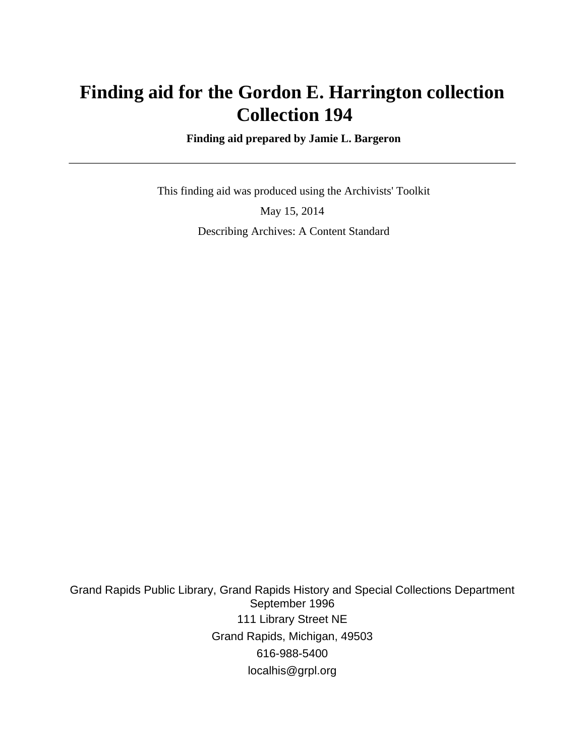# Finding aid for the Gordon E. Harrington collection Collection 194

**Finding aid prepared by Jamie L. Bargeron**

---

This finding aid was produced using the Archivists' Toolkit

May 15, 2014

Describing Archives: A Content Standard

Grand Rapids Public Library, Grand Rapids History and Special Collections Department
September 1996

111 Library Street NE

Grand Rapids, Michigan, 49503

616-988-5400

localhis@grpl.org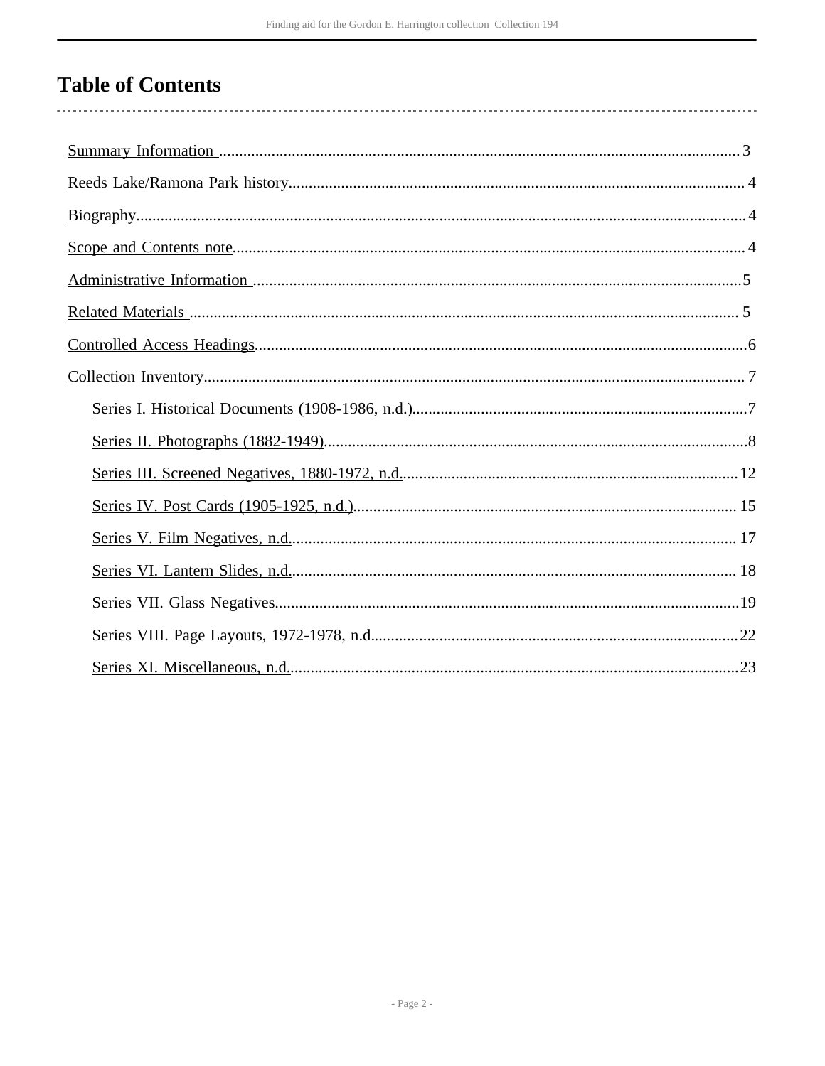# Table of Contents

- Summary Information ........ 3
- Reeds Lake/Ramona Park history........ 4
- Biography........ 4
- Scope and Contents note........ 4
- Administrative Information ........ 5
- Related Materials ........ 5
- Controlled Access Headings........ 6
- Collection Inventory........ 7
  - Series I. Historical Documents (1908-1986, n.d.)........ 7
  - Series II. Photographs (1882-1949)........ 8
  - Series III. Screened Negatives, 1880-1972, n.d........ 12
  - Series IV. Post Cards (1905-1925, n.d.)........ 15
  - Series V. Film Negatives, n.d........ 17
  - Series VI. Lantern Slides, n.d........ 18
  - Series VII. Glass Negatives........ 19
  - Series VIII. Page Layouts, 1972-1978, n.d........ 22
  - Series XI. Miscellaneous, n.d........ 23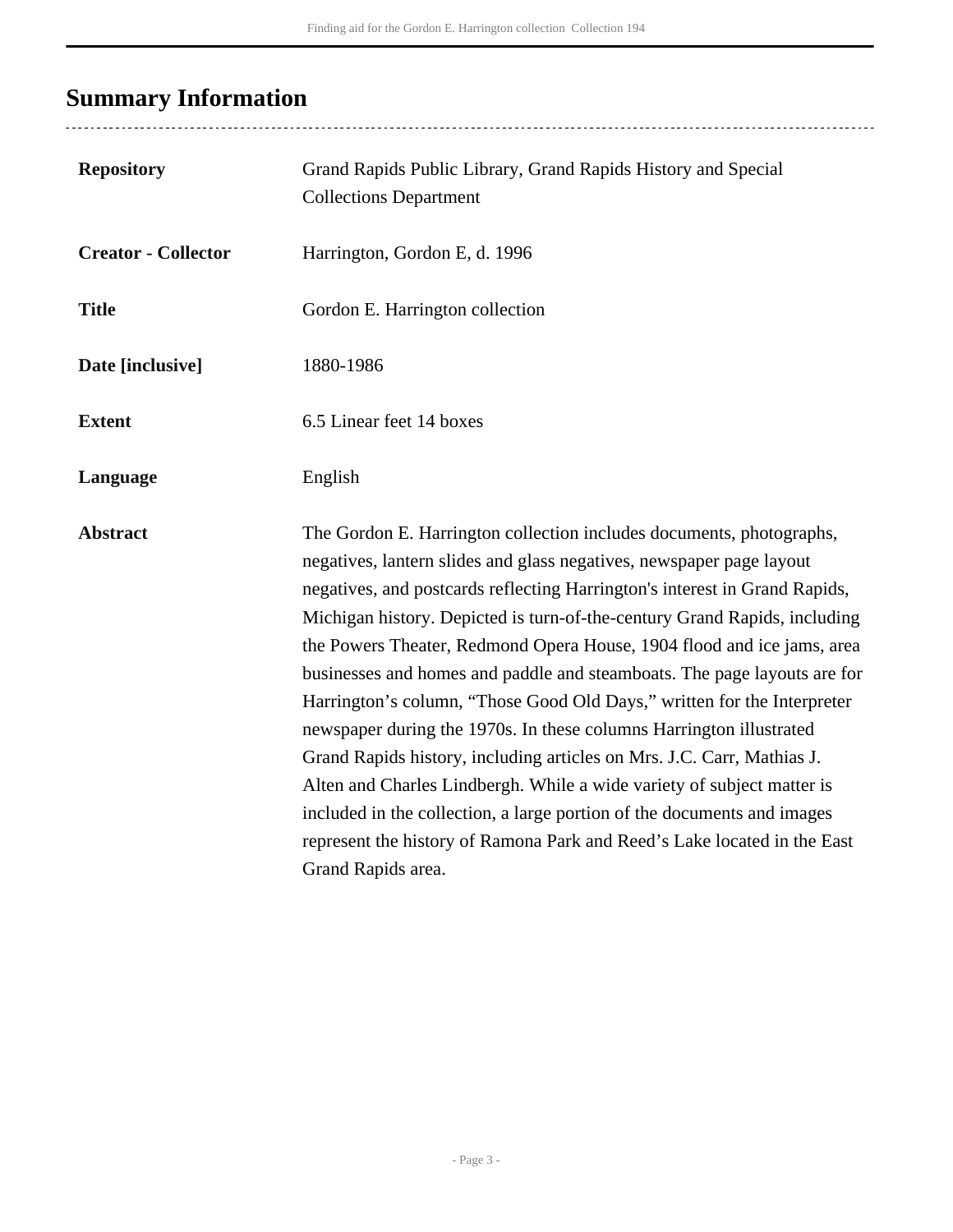## Summary Information

| | |
|---|---|
| **Repository** | Grand Rapids Public Library, Grand Rapids History and Special Collections Department |
| **Creator - Collector** | Harrington, Gordon E, d. 1996 |
| **Title** | Gordon E. Harrington collection |
| **Date [inclusive]** | 1880-1986 |
| **Extent** | 6.5 Linear feet 14 boxes |
| **Language** | English |
| **Abstract** | The Gordon E. Harrington collection includes documents, photographs, negatives, lantern slides and glass negatives, newspaper page layout negatives, and postcards reflecting Harrington's interest in Grand Rapids, Michigan history. Depicted is turn-of-the-century Grand Rapids, including the Powers Theater, Redmond Opera House, 1904 flood and ice jams, area businesses and homes and paddle and steamboats. The page layouts are for Harrington's column, "Those Good Old Days," written for the Interpreter newspaper during the 1970s. In these columns Harrington illustrated Grand Rapids history, including articles on Mrs. J.C. Carr, Mathias J. Alten and Charles Lindbergh. While a wide variety of subject matter is included in the collection, a large portion of the documents and images represent the history of Ramona Park and Reed's Lake located in the East Grand Rapids area. |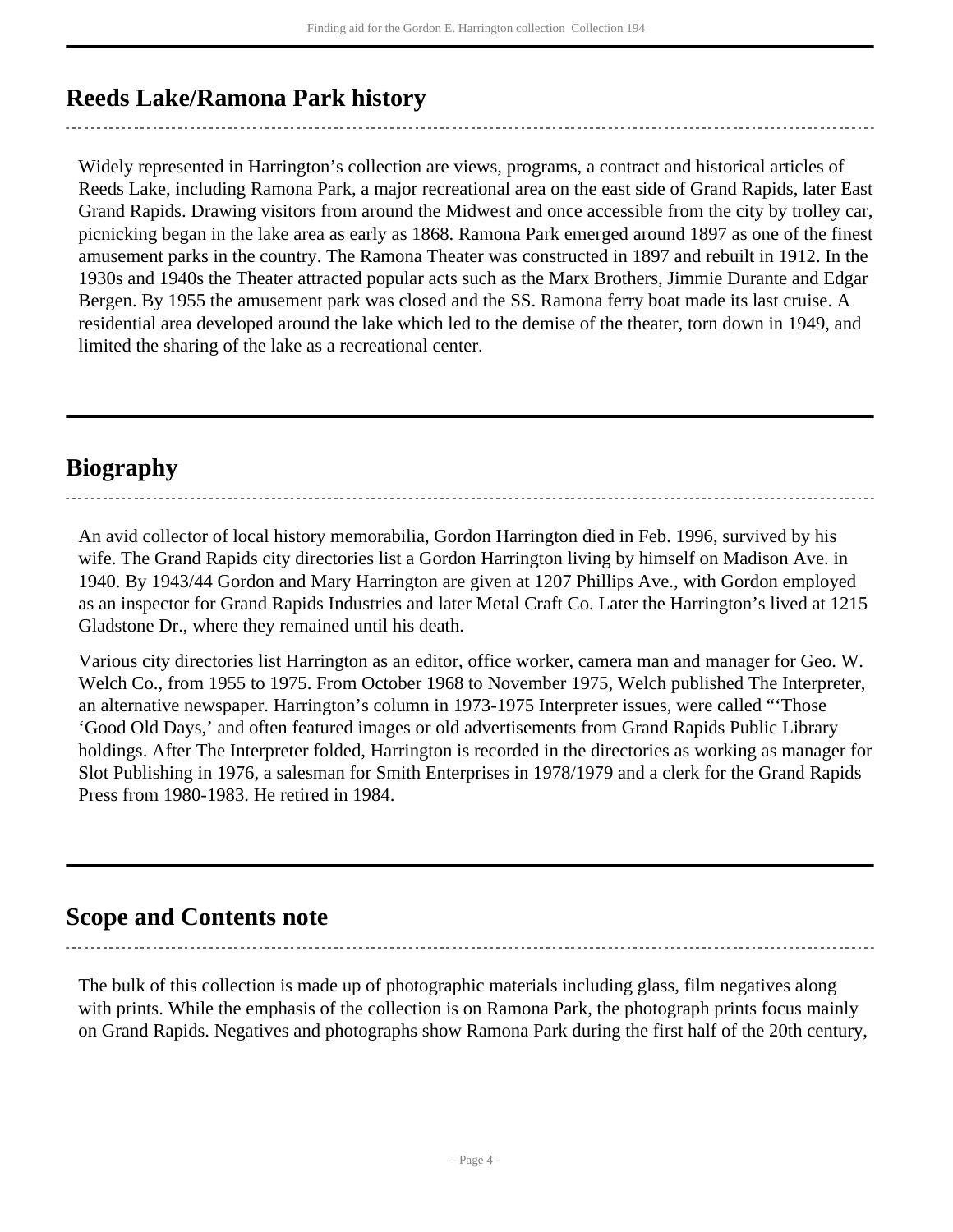## Reeds Lake/Ramona Park history

Widely represented in Harrington's collection are views, programs, a contract and historical articles of Reeds Lake, including Ramona Park, a major recreational area on the east side of Grand Rapids, later East Grand Rapids. Drawing visitors from around the Midwest and once accessible from the city by trolley car, picnicking began in the lake area as early as 1868. Ramona Park emerged around 1897 as one of the finest amusement parks in the country. The Ramona Theater was constructed in 1897 and rebuilt in 1912. In the 1930s and 1940s the Theater attracted popular acts such as the Marx Brothers, Jimmie Durante and Edgar Bergen. By 1955 the amusement park was closed and the SS. Ramona ferry boat made its last cruise. A residential area developed around the lake which led to the demise of the theater, torn down in 1949, and limited the sharing of the lake as a recreational center.

## Biography

An avid collector of local history memorabilia, Gordon Harrington died in Feb. 1996, survived by his wife. The Grand Rapids city directories list a Gordon Harrington living by himself on Madison Ave. in 1940. By 1943/44 Gordon and Mary Harrington are given at 1207 Phillips Ave., with Gordon employed as an inspector for Grand Rapids Industries and later Metal Craft Co. Later the Harrington's lived at 1215 Gladstone Dr., where they remained until his death.

Various city directories list Harrington as an editor, office worker, camera man and manager for Geo. W. Welch Co., from 1955 to 1975. From October 1968 to November 1975, Welch published The Interpreter, an alternative newspaper. Harrington's column in 1973-1975 Interpreter issues, were called "'Those 'Good Old Days,' and often featured images or old advertisements from Grand Rapids Public Library holdings. After The Interpreter folded, Harrington is recorded in the directories as working as manager for Slot Publishing in 1976, a salesman for Smith Enterprises in 1978/1979 and a clerk for the Grand Rapids Press from 1980-1983. He retired in 1984.

## Scope and Contents note

The bulk of this collection is made up of photographic materials including glass, film negatives along with prints. While the emphasis of the collection is on Ramona Park, the photograph prints focus mainly on Grand Rapids. Negatives and photographs show Ramona Park during the first half of the 20th century,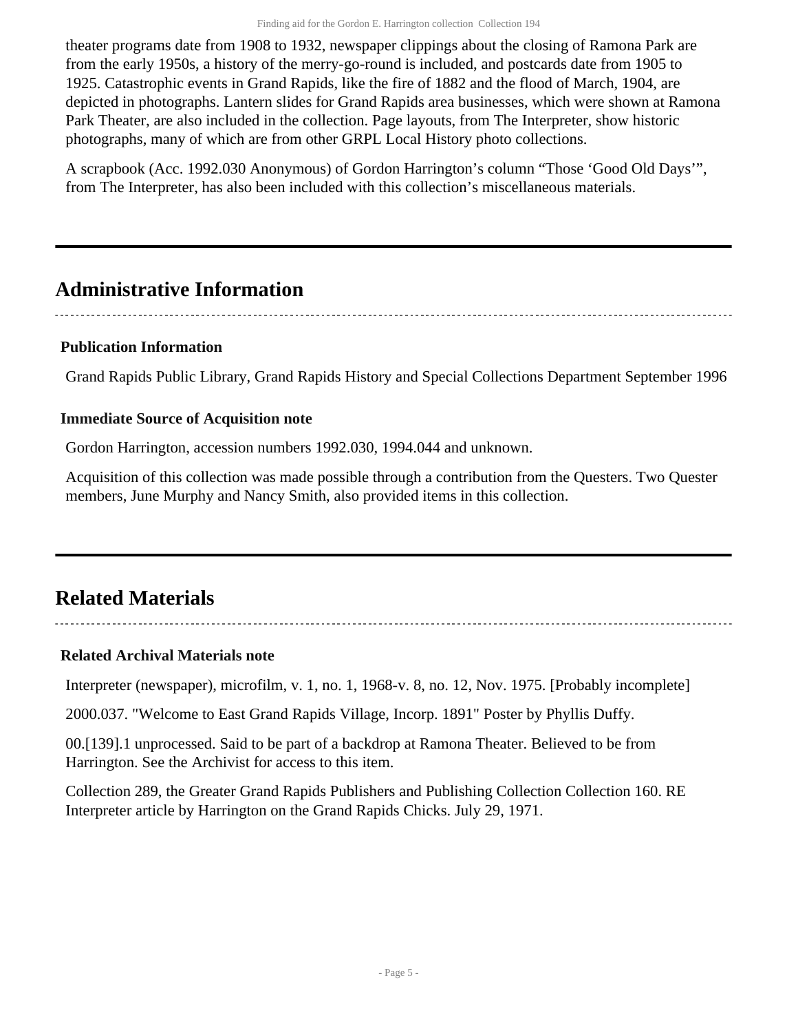theater programs date from 1908 to 1932, newspaper clippings about the closing of Ramona Park are from the early 1950s, a history of the merry-go-round is included, and postcards date from 1905 to 1925. Catastrophic events in Grand Rapids, like the fire of 1882 and the flood of March, 1904, are depicted in photographs. Lantern slides for Grand Rapids area businesses, which were shown at Ramona Park Theater, are also included in the collection. Page layouts, from The Interpreter, show historic photographs, many of which are from other GRPL Local History photo collections.

A scrapbook (Acc. 1992.030 Anonymous) of Gordon Harrington's column "Those 'Good Old Days'", from The Interpreter, has also been included with this collection's miscellaneous materials.

## Administrative Information

### Publication Information

Grand Rapids Public Library, Grand Rapids History and Special Collections Department September 1996

### Immediate Source of Acquisition note

Gordon Harrington, accession numbers 1992.030, 1994.044 and unknown.

Acquisition of this collection was made possible through a contribution from the Questers. Two Quester members, June Murphy and Nancy Smith, also provided items in this collection.

## Related Materials

### Related Archival Materials note

Interpreter (newspaper), microfilm, v. 1, no. 1, 1968-v. 8, no. 12, Nov. 1975. [Probably incomplete]

2000.037. "Welcome to East Grand Rapids Village, Incorp. 1891" Poster by Phyllis Duffy.

00.[139].1 unprocessed. Said to be part of a backdrop at Ramona Theater. Believed to be from Harrington. See the Archivist for access to this item.

Collection 289, the Greater Grand Rapids Publishers and Publishing Collection Collection 160. RE Interpreter article by Harrington on the Grand Rapids Chicks. July 29, 1971.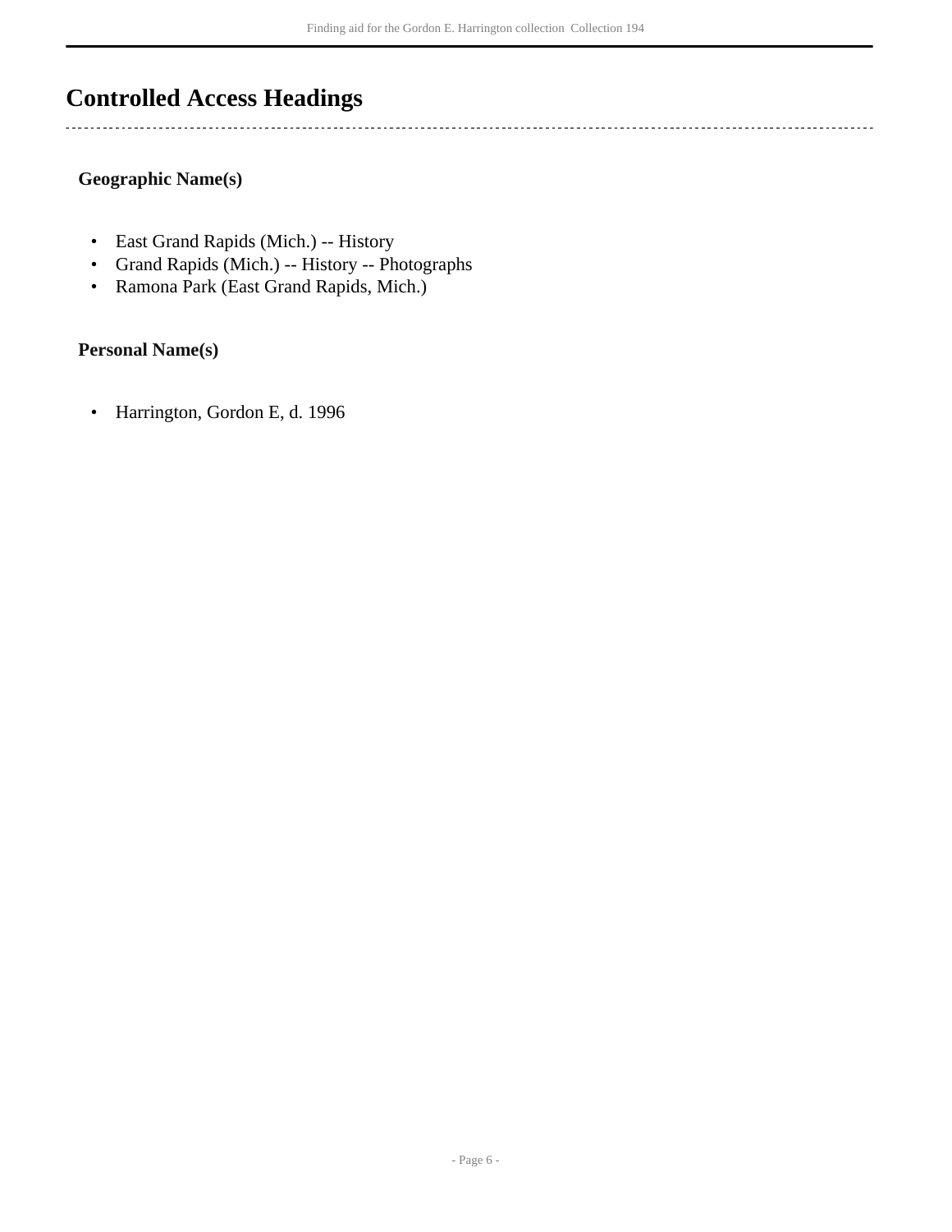## Controlled Access Headings

### Geographic Name(s)

- East Grand Rapids (Mich.) -- History
- Grand Rapids (Mich.) -- History -- Photographs
- Ramona Park (East Grand Rapids, Mich.)

### Personal Name(s)

- Harrington, Gordon E, d. 1996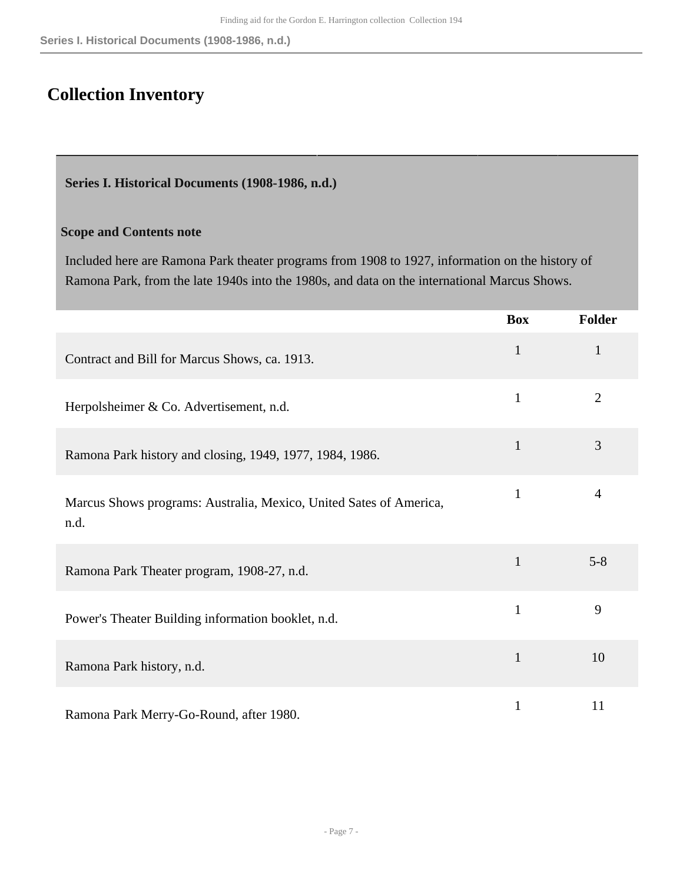# Collection Inventory

## Series I. Historical Documents (1908-1986, n.d.)

**Scope and Contents note**

Included here are Ramona Park theater programs from 1908 to 1927, information on the history of Ramona Park, from the late 1940s into the 1980s, and data on the international Marcus Shows.

| | Box | Folder |
|---|---|---|
| Contract and Bill for Marcus Shows, ca. 1913. | 1 | 1 |
| Herpolsheimer & Co. Advertisement, n.d. | 1 | 2 |
| Ramona Park history and closing, 1949, 1977, 1984, 1986. | 1 | 3 |
| Marcus Shows programs: Australia, Mexico, United Sates of America, n.d. | 1 | 4 |
| Ramona Park Theater program, 1908-27, n.d. | 1 | 5-8 |
| Power's Theater Building information booklet, n.d. | 1 | 9 |
| Ramona Park history, n.d. | 1 | 10 |
| Ramona Park Merry-Go-Round, after 1980. | 1 | 11 |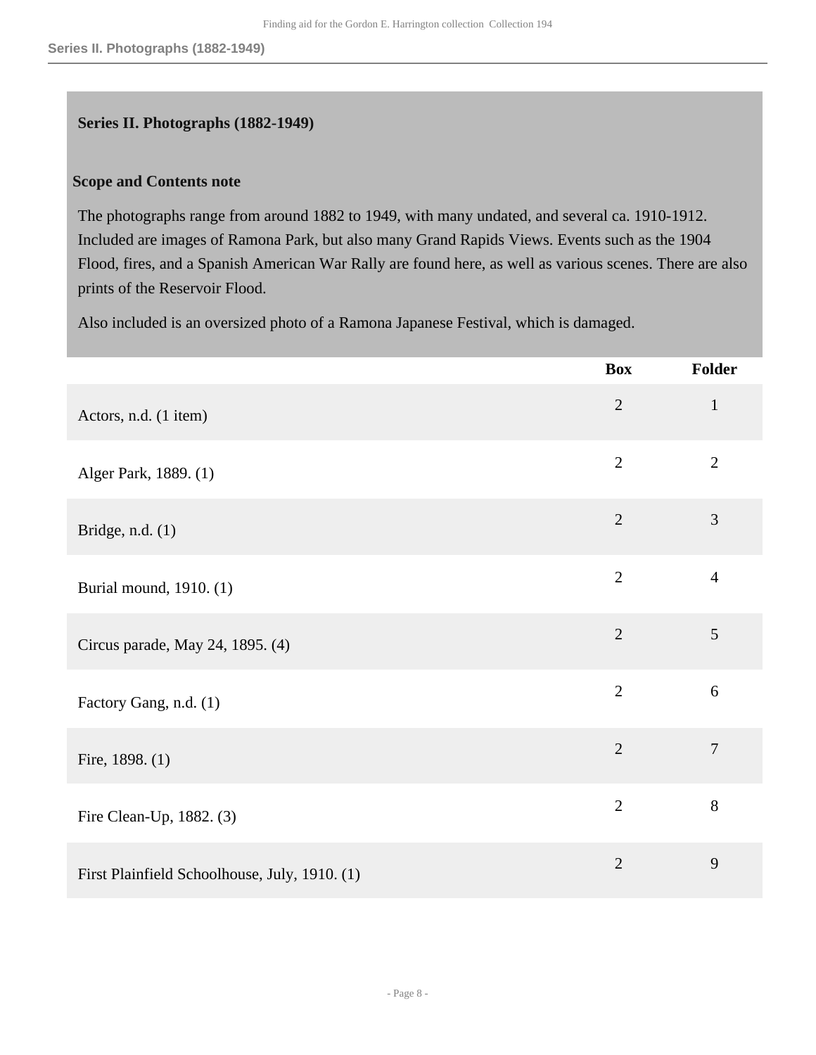## Series II. Photographs (1882-1949)

### Scope and Contents note

The photographs range from around 1882 to 1949, with many undated, and several ca. 1910-1912. Included are images of Ramona Park, but also many Grand Rapids Views. Events such as the 1904 Flood, fires, and a Spanish American War Rally are found here, as well as various scenes. There are also prints of the Reservoir Flood.

Also included is an oversized photo of a Ramona Japanese Festival, which is damaged.

| | Box | Folder |
|---|---|---|
| Actors, n.d. (1 item) | 2 | 1 |
| Alger Park, 1889. (1) | 2 | 2 |
| Bridge, n.d. (1) | 2 | 3 |
| Burial mound, 1910. (1) | 2 | 4 |
| Circus parade, May 24, 1895. (4) | 2 | 5 |
| Factory Gang, n.d. (1) | 2 | 6 |
| Fire, 1898. (1) | 2 | 7 |
| Fire Clean-Up, 1882. (3) | 2 | 8 |
| First Plainfield Schoolhouse, July, 1910. (1) | 2 | 9 |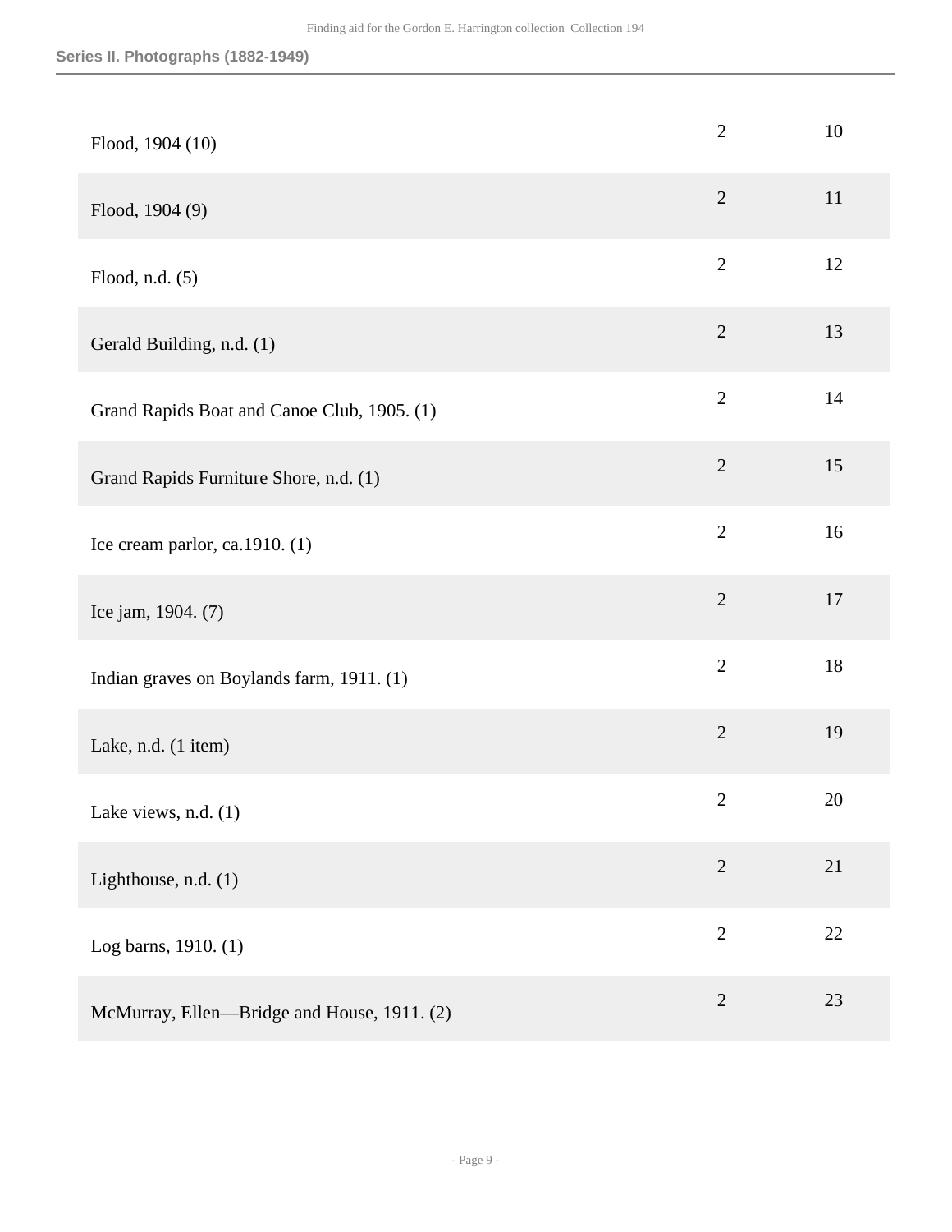| | | |
|---|---|---|
| Flood, 1904 (10) | 2 | 10 |
| Flood, 1904 (9) | 2 | 11 |
| Flood, n.d. (5) | 2 | 12 |
| Gerald Building, n.d. (1) | 2 | 13 |
| Grand Rapids Boat and Canoe Club, 1905. (1) | 2 | 14 |
| Grand Rapids Furniture Shore, n.d. (1) | 2 | 15 |
| Ice cream parlor, ca.1910. (1) | 2 | 16 |
| Ice jam, 1904. (7) | 2 | 17 |
| Indian graves on Boylands farm, 1911. (1) | 2 | 18 |
| Lake, n.d. (1 item) | 2 | 19 |
| Lake views, n.d. (1) | 2 | 20 |
| Lighthouse, n.d. (1) | 2 | 21 |
| Log barns, 1910. (1) | 2 | 22 |
| McMurray, Ellen—Bridge and House, 1911. (2) | 2 | 23 |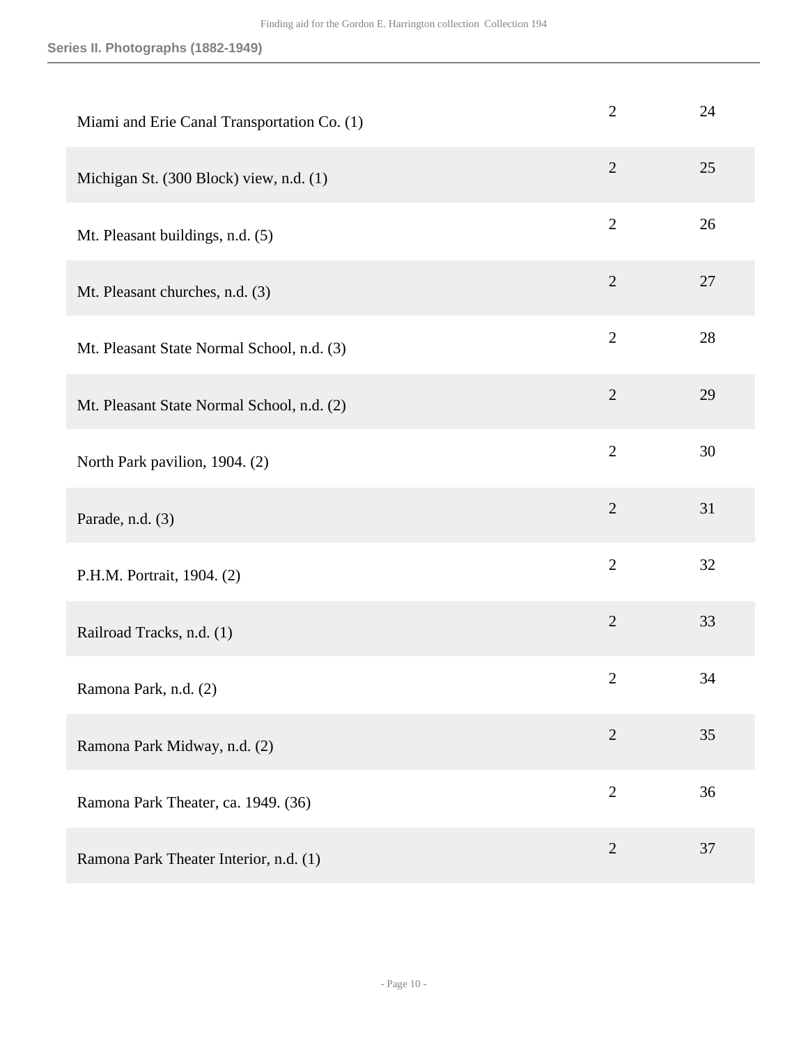| | | |
|---|---|---|
| Miami and Erie Canal Transportation Co. (1) | 2 | 24 |
| Michigan St. (300 Block) view, n.d. (1) | 2 | 25 |
| Mt. Pleasant buildings, n.d. (5) | 2 | 26 |
| Mt. Pleasant churches, n.d. (3) | 2 | 27 |
| Mt. Pleasant State Normal School, n.d. (3) | 2 | 28 |
| Mt. Pleasant State Normal School, n.d. (2) | 2 | 29 |
| North Park pavilion, 1904. (2) | 2 | 30 |
| Parade, n.d. (3) | 2 | 31 |
| P.H.M. Portrait, 1904. (2) | 2 | 32 |
| Railroad Tracks, n.d. (1) | 2 | 33 |
| Ramona Park, n.d. (2) | 2 | 34 |
| Ramona Park Midway, n.d. (2) | 2 | 35 |
| Ramona Park Theater, ca. 1949. (36) | 2 | 36 |
| Ramona Park Theater Interior, n.d. (1) | 2 | 37 |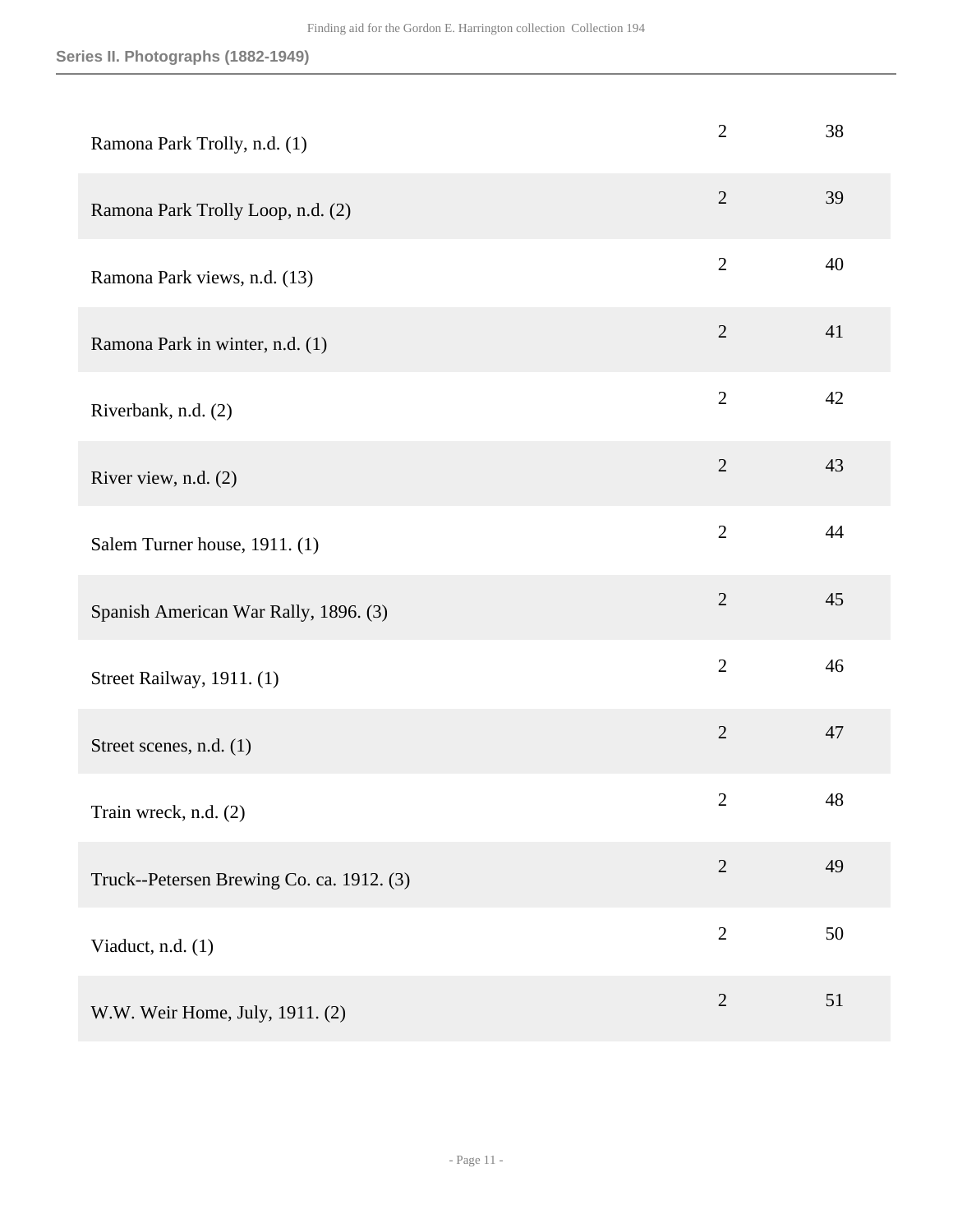| | | |
|---|---|---|
| Ramona Park Trolly, n.d. (1) | 2 | 38 |
| Ramona Park Trolly Loop, n.d. (2) | 2 | 39 |
| Ramona Park views, n.d. (13) | 2 | 40 |
| Ramona Park in winter, n.d. (1) | 2 | 41 |
| Riverbank, n.d. (2) | 2 | 42 |
| River view, n.d. (2) | 2 | 43 |
| Salem Turner house, 1911. (1) | 2 | 44 |
| Spanish American War Rally, 1896. (3) | 2 | 45 |
| Street Railway, 1911. (1) | 2 | 46 |
| Street scenes, n.d. (1) | 2 | 47 |
| Train wreck, n.d. (2) | 2 | 48 |
| Truck--Petersen Brewing Co. ca. 1912. (3) | 2 | 49 |
| Viaduct, n.d. (1) | 2 | 50 |
| W.W. Weir Home, July, 1911. (2) | 2 | 51 |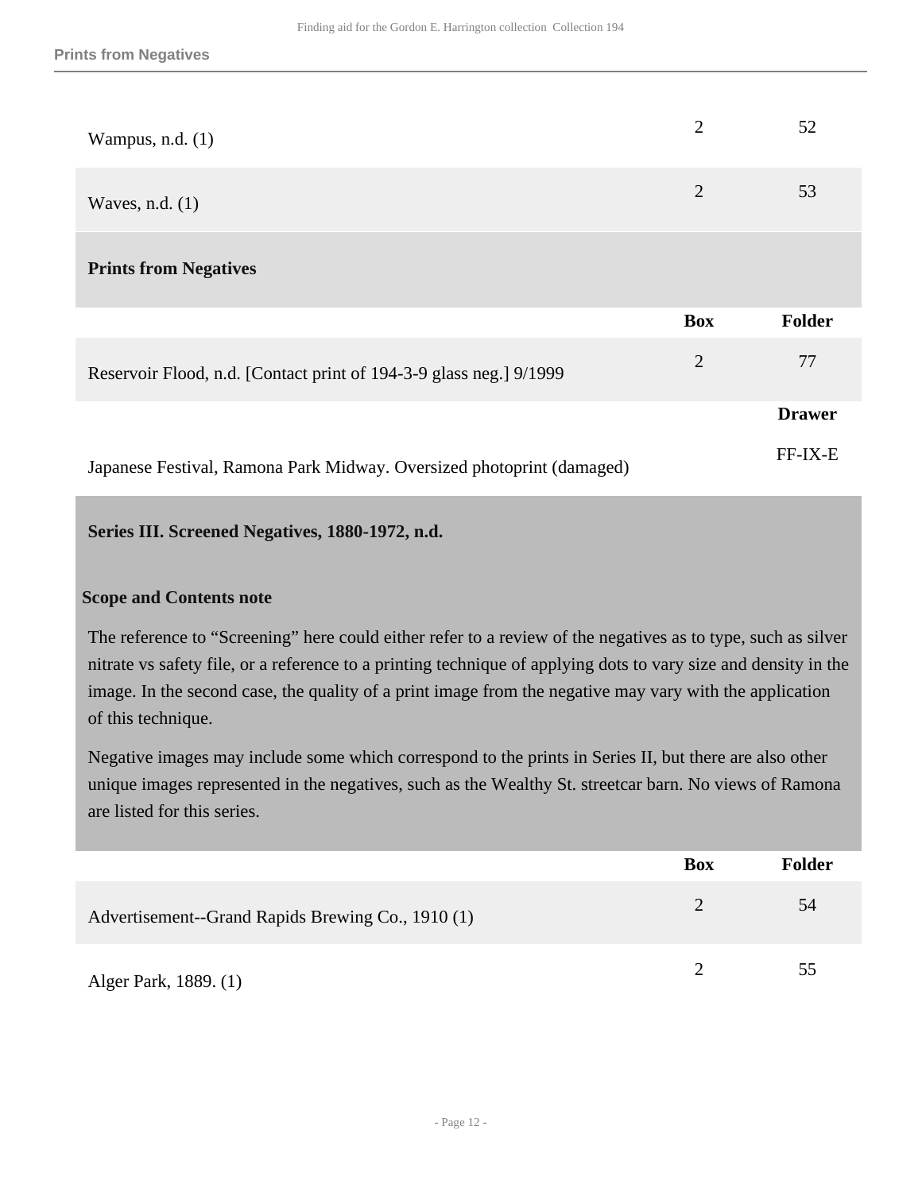| | Box | Folder |
|---|---|---|
| Wampus, n.d. (1) | 2 | 52 |
| Waves, n.d. (1) | 2 | 53 |

### Prints from Negatives

| | Box | Folder |
|---|---|---|
| Reservoir Flood, n.d. [Contact print of 194-3-9 glass neg.] 9/1999 | 2 | 77 |
| | | **Drawer** |
| Japanese Festival, Ramona Park Midway. Oversized photoprint (damaged) | | FF-IX-E |

## Series III. Screened Negatives, 1880-1972, n.d.

### Scope and Contents note

The reference to "Screening" here could either refer to a review of the negatives as to type, such as silver nitrate vs safety file, or a reference to a printing technique of applying dots to vary size and density in the image. In the second case, the quality of a print image from the negative may vary with the application of this technique.

Negative images may include some which correspond to the prints in Series II, but there are also other unique images represented in the negatives, such as the Wealthy St. streetcar barn. No views of Ramona are listed for this series.

| | Box | Folder |
|---|---|---|
| Advertisement--Grand Rapids Brewing Co., 1910 (1) | 2 | 54 |
| Alger Park, 1889. (1) | 2 | 55 |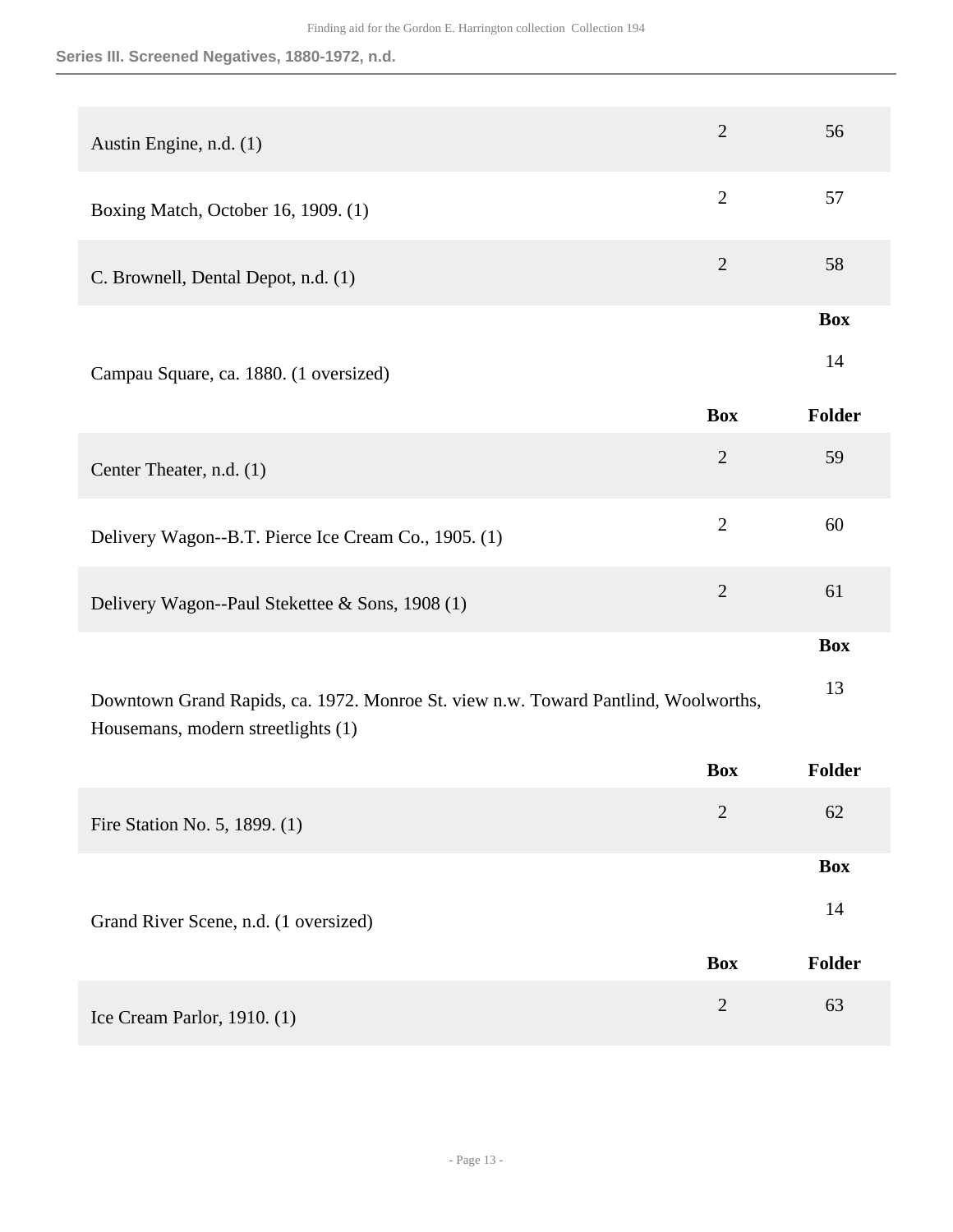| | Box | Folder |
| --- | --- | --- |
| Austin Engine, n.d. (1) | 2 | 56 |
| Boxing Match, October 16, 1909. (1) | 2 | 57 |
| C. Brownell, Dental Depot, n.d. (1) | 2 | 58 |

| | Box |
| --- | --- |
| Campau Square, ca. 1880. (1 oversized) | 14 |

| | Box | Folder |
| --- | --- | --- |
| Center Theater, n.d. (1) | 2 | 59 |
| Delivery Wagon--B.T. Pierce Ice Cream Co., 1905. (1) | 2 | 60 |
| Delivery Wagon--Paul Stekettee & Sons, 1908 (1) | 2 | 61 |

| | Box |
| --- | --- |
| Downtown Grand Rapids, ca. 1972. Monroe St. view n.w. Toward Pantlind, Woolworths, Housemans, modern streetlights (1) | 13 |

| | Box | Folder |
| --- | --- | --- |
| Fire Station No. 5, 1899. (1) | 2 | 62 |

| | Box |
| --- | --- |
| Grand River Scene, n.d. (1 oversized) | 14 |

| | Box | Folder |
| --- | --- | --- |
| Ice Cream Parlor, 1910. (1) | 2 | 63 |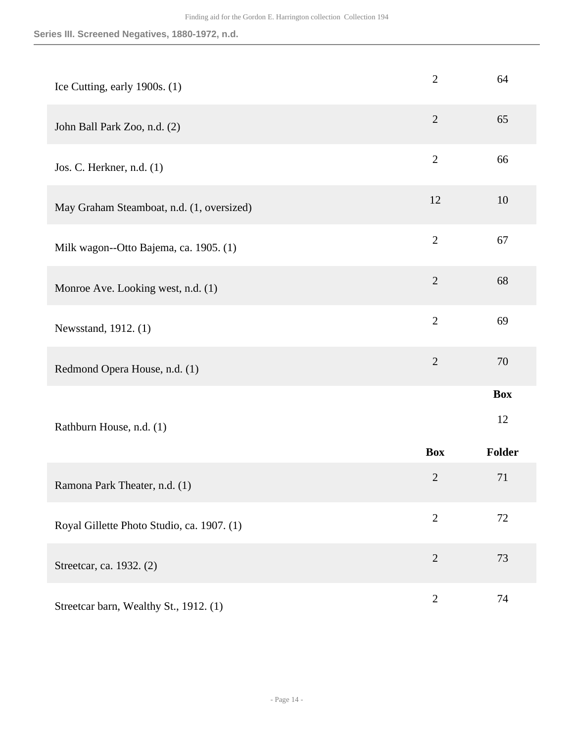## Series III. Screened Negatives, 1880-1972, n.d.

| | Box | Folder |
|---|---|---|
| Ice Cutting, early 1900s. (1) | 2 | 64 |
| John Ball Park Zoo, n.d. (2) | 2 | 65 |
| Jos. C. Herkner, n.d. (1) | 2 | 66 |
| May Graham Steamboat, n.d. (1, oversized) | 12 | 10 |
| Milk wagon--Otto Bajema, ca. 1905. (1) | 2 | 67 |
| Monroe Ave. Looking west, n.d. (1) | 2 | 68 |
| Newsstand, 1912. (1) | 2 | 69 |
| Redmond Opera House, n.d. (1) | 2 | 70 |

| | Box |
|---|---|
| Rathburn House, n.d. (1) | 12 |

| | Box | Folder |
|---|---|---|
| Ramona Park Theater, n.d. (1) | 2 | 71 |
| Royal Gillette Photo Studio, ca. 1907. (1) | 2 | 72 |
| Streetcar, ca. 1932. (2) | 2 | 73 |
| Streetcar barn, Wealthy St., 1912. (1) | 2 | 74 |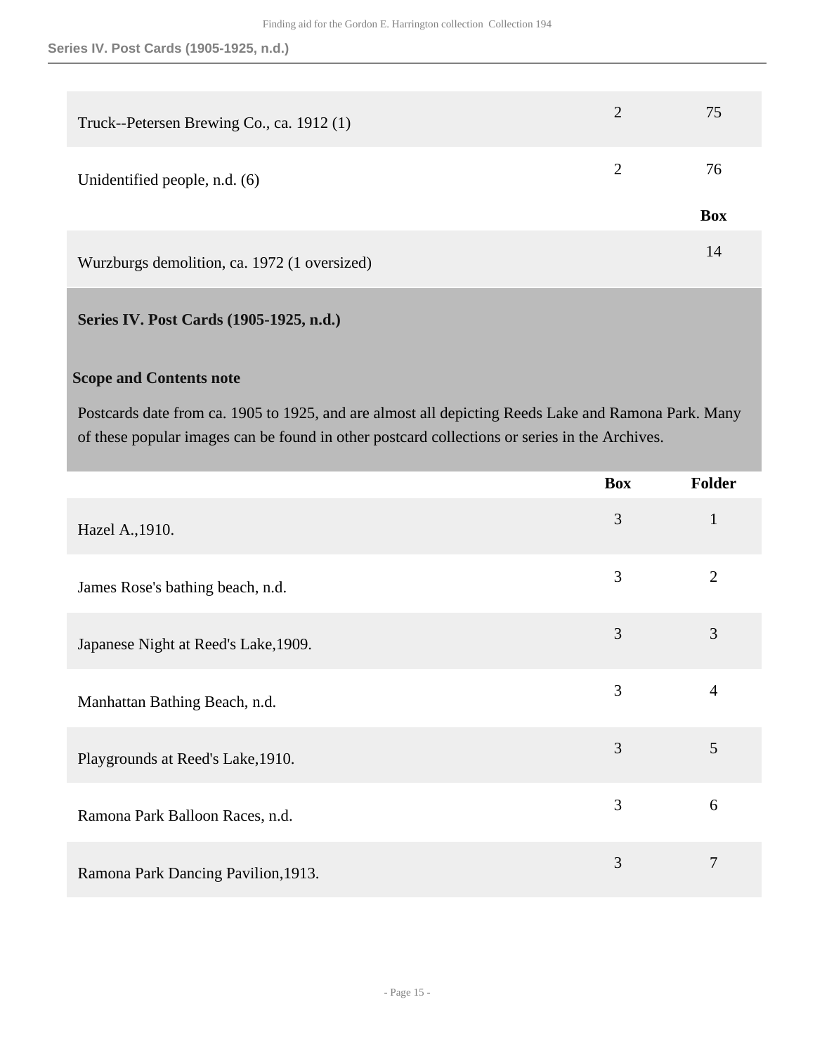| | Box | Folder |
|---|---|---|
| Truck--Petersen Brewing Co., ca. 1912 (1) | 2 | 75 |
| Unidentified people, n.d. (6) | 2 | 76 |

| | Box |
|---|---|
| Wurzburgs demolition, ca. 1972 (1 oversized) | 14 |

## Series IV. Post Cards (1905-1925, n.d.)

### Scope and Contents note

Postcards date from ca. 1905 to 1925, and are almost all depicting Reeds Lake and Ramona Park. Many of these popular images can be found in other postcard collections or series in the Archives.

| | Box | Folder |
|---|---|---|
| Hazel A.,1910. | 3 | 1 |
| James Rose's bathing beach, n.d. | 3 | 2 |
| Japanese Night at Reed's Lake,1909. | 3 | 3 |
| Manhattan Bathing Beach, n.d. | 3 | 4 |
| Playgrounds at Reed's Lake,1910. | 3 | 5 |
| Ramona Park Balloon Races, n.d. | 3 | 6 |
| Ramona Park Dancing Pavilion,1913. | 3 | 7 |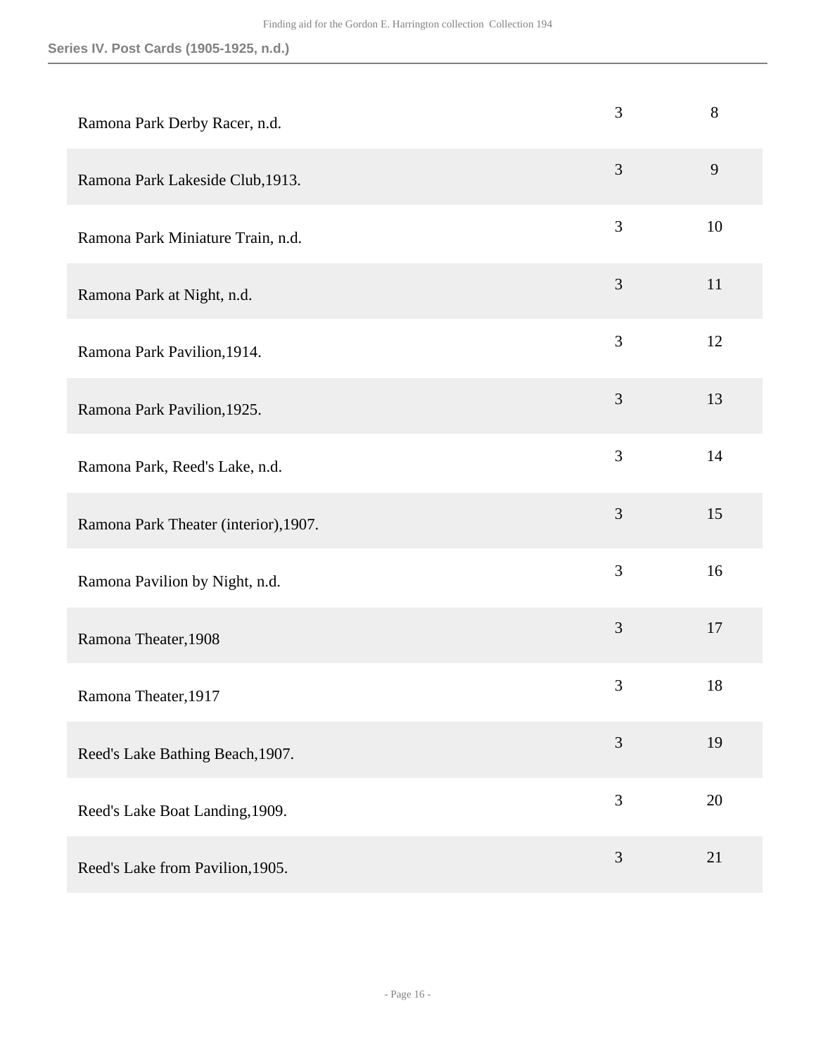| | | |
|---|---|---|
| Ramona Park Derby Racer, n.d. | 3 | 8 |
| Ramona Park Lakeside Club,1913. | 3 | 9 |
| Ramona Park Miniature Train, n.d. | 3 | 10 |
| Ramona Park at Night, n.d. | 3 | 11 |
| Ramona Park Pavilion,1914. | 3 | 12 |
| Ramona Park Pavilion,1925. | 3 | 13 |
| Ramona Park, Reed's Lake, n.d. | 3 | 14 |
| Ramona Park Theater (interior),1907. | 3 | 15 |
| Ramona Pavilion by Night, n.d. | 3 | 16 |
| Ramona Theater,1908 | 3 | 17 |
| Ramona Theater,1917 | 3 | 18 |
| Reed's Lake Bathing Beach,1907. | 3 | 19 |
| Reed's Lake Boat Landing,1909. | 3 | 20 |
| Reed's Lake from Pavilion,1905. | 3 | 21 |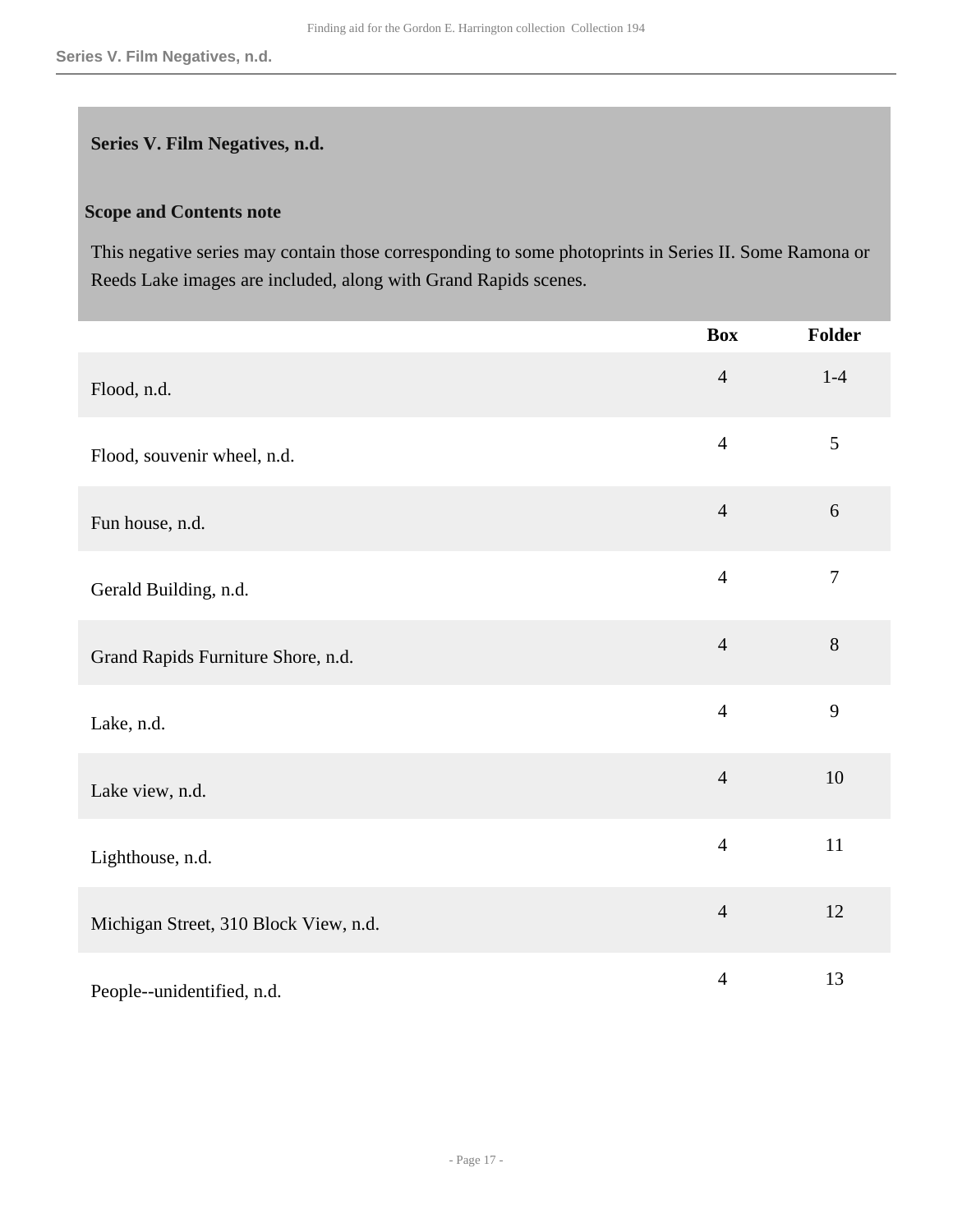## Series V. Film Negatives, n.d.

### Scope and Contents note

This negative series may contain those corresponding to some photoprints in Series II. Some Ramona or Reeds Lake images are included, along with Grand Rapids scenes.

| | Box | Folder |
|---|---|---|
| Flood, n.d. | 4 | 1-4 |
| Flood, souvenir wheel, n.d. | 4 | 5 |
| Fun house, n.d. | 4 | 6 |
| Gerald Building, n.d. | 4 | 7 |
| Grand Rapids Furniture Shore, n.d. | 4 | 8 |
| Lake, n.d. | 4 | 9 |
| Lake view, n.d. | 4 | 10 |
| Lighthouse, n.d. | 4 | 11 |
| Michigan Street, 310 Block View, n.d. | 4 | 12 |
| People--unidentified, n.d. | 4 | 13 |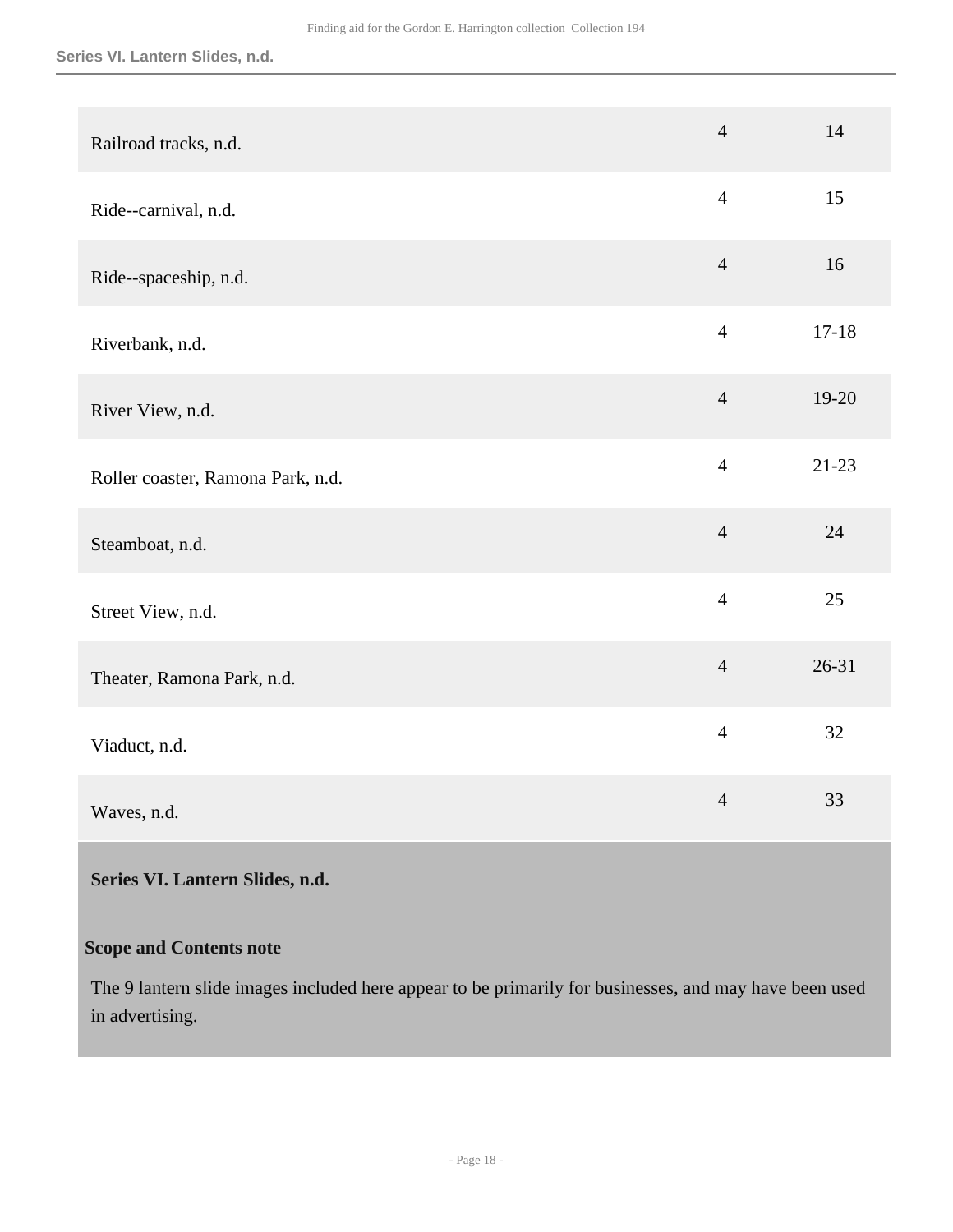| | | |
|---|---|---|
| Railroad tracks, n.d. | 4 | 14 |
| Ride--carnival, n.d. | 4 | 15 |
| Ride--spaceship, n.d. | 4 | 16 |
| Riverbank, n.d. | 4 | 17-18 |
| River View, n.d. | 4 | 19-20 |
| Roller coaster, Ramona Park, n.d. | 4 | 21-23 |
| Steamboat, n.d. | 4 | 24 |
| Street View, n.d. | 4 | 25 |
| Theater, Ramona Park, n.d. | 4 | 26-31 |
| Viaduct, n.d. | 4 | 32 |
| Waves, n.d. | 4 | 33 |

## Series VI. Lantern Slides, n.d.

### Scope and Contents note

The 9 lantern slide images included here appear to be primarily for businesses, and may have been used in advertising.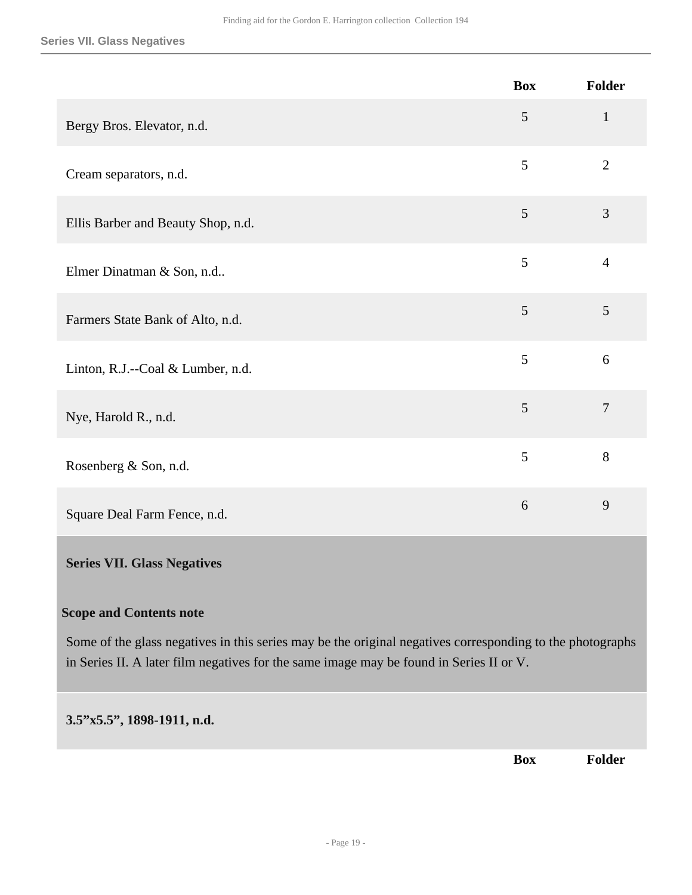| | Box | Folder |
|---|---|---|
| Bergy Bros. Elevator, n.d. | 5 | 1 |
| Cream separators, n.d. | 5 | 2 |
| Ellis Barber and Beauty Shop, n.d. | 5 | 3 |
| Elmer Dinatman & Son, n.d.. | 5 | 4 |
| Farmers State Bank of Alto, n.d. | 5 | 5 |
| Linton, R.J.--Coal & Lumber, n.d. | 5 | 6 |
| Nye, Harold R., n.d. | 5 | 7 |
| Rosenberg & Son, n.d. | 5 | 8 |
| Square Deal Farm Fence, n.d. | 6 | 9 |

## Series VII. Glass Negatives

### Scope and Contents note

Some of the glass negatives in this series may be the original negatives corresponding to the photographs in Series II. A later film negatives for the same image may be found in Series II or V.

### 3.5"x5.5", 1898-1911, n.d.

| | Box | Folder |
|---|---|---|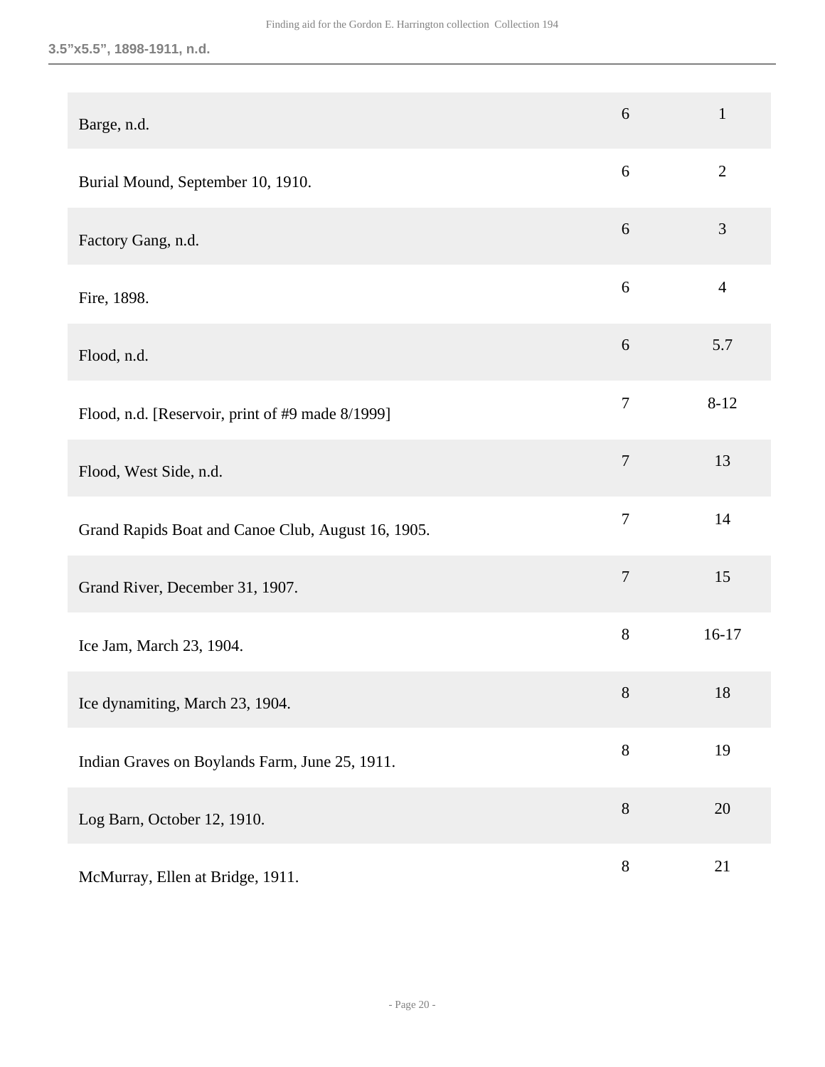**3.5”x5.5”, 1898-1911, n.d.**

| | | |
|---|---|---|
| Barge, n.d. | 6 | 1 |
| Burial Mound, September 10, 1910. | 6 | 2 |
| Factory Gang, n.d. | 6 | 3 |
| Fire, 1898. | 6 | 4 |
| Flood, n.d. | 6 | 5.7 |
| Flood, n.d. [Reservoir, print of #9 made 8/1999] | 7 | 8-12 |
| Flood, West Side, n.d. | 7 | 13 |
| Grand Rapids Boat and Canoe Club, August 16, 1905. | 7 | 14 |
| Grand River, December 31, 1907. | 7 | 15 |
| Ice Jam, March 23, 1904. | 8 | 16-17 |
| Ice dynamiting, March 23, 1904. | 8 | 18 |
| Indian Graves on Boylands Farm, June 25, 1911. | 8 | 19 |
| Log Barn, October 12, 1910. | 8 | 20 |
| McMurray, Ellen at Bridge, 1911. | 8 | 21 |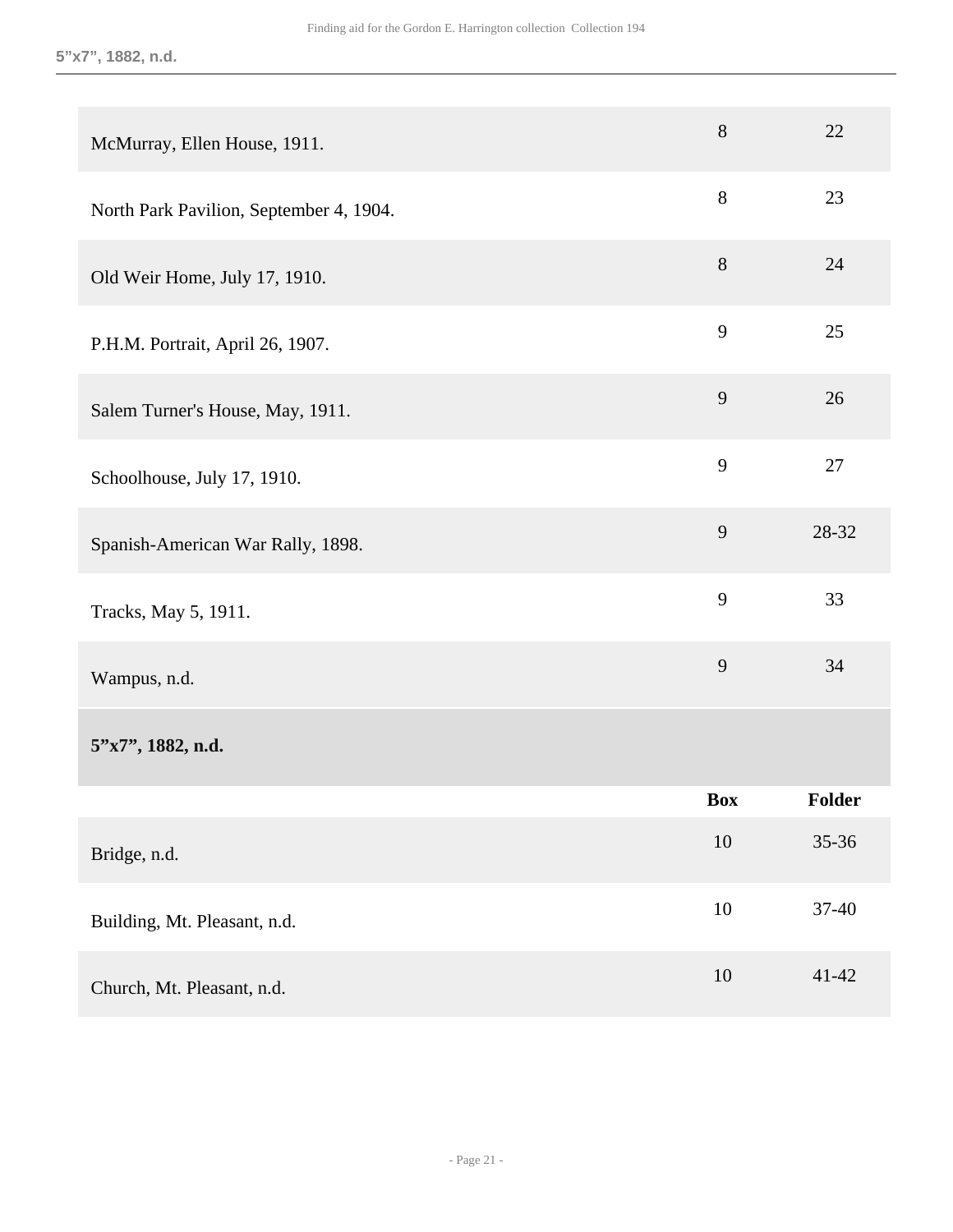| | Box | Folder |
|---|---|---|
| McMurray, Ellen House, 1911. | 8 | 22 |
| North Park Pavilion, September 4, 1904. | 8 | 23 |
| Old Weir Home, July 17, 1910. | 8 | 24 |
| P.H.M. Portrait, April 26, 1907. | 9 | 25 |
| Salem Turner's House, May, 1911. | 9 | 26 |
| Schoolhouse, July 17, 1910. | 9 | 27 |
| Spanish-American War Rally, 1898. | 9 | 28-32 |
| Tracks, May 5, 1911. | 9 | 33 |
| Wampus, n.d. | 9 | 34 |

### 5”x7”, 1882, n.d.

| | Box | Folder |
|---|---|---|
| Bridge, n.d. | 10 | 35-36 |
| Building, Mt. Pleasant, n.d. | 10 | 37-40 |
| Church, Mt. Pleasant, n.d. | 10 | 41-42 |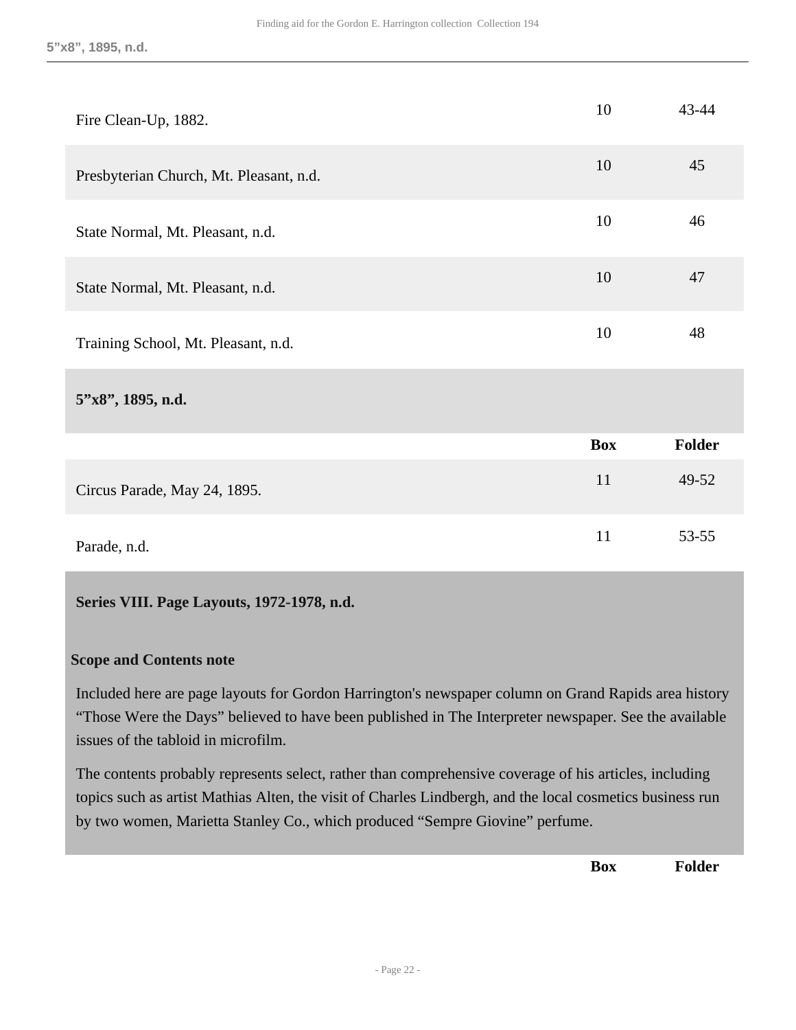| | Box | Folder |
|---|---|---|
| Fire Clean-Up, 1882. | 10 | 43-44 |
| Presbyterian Church, Mt. Pleasant, n.d. | 10 | 45 |
| State Normal, Mt. Pleasant, n.d. | 10 | 46 |
| State Normal, Mt. Pleasant, n.d. | 10 | 47 |
| Training School, Mt. Pleasant, n.d. | 10 | 48 |

**5”x8”, 1895, n.d.**

| | Box | Folder |
|---|---|---|
| Circus Parade, May 24, 1895. | 11 | 49-52 |
| Parade, n.d. | 11 | 53-55 |

## Series VIII. Page Layouts, 1972-1978, n.d.

**Scope and Contents note**

Included here are page layouts for Gordon Harrington's newspaper column on Grand Rapids area history “Those Were the Days” believed to have been published in The Interpreter newspaper. See the available issues of the tabloid in microfilm.

The contents probably represents select, rather than comprehensive coverage of his articles, including topics such as artist Mathias Alten, the visit of Charles Lindbergh, and the local cosmetics business run by two women, Marietta Stanley Co., which produced “Sempre Giovine” perfume.

| | Box | Folder |
|---|---|---|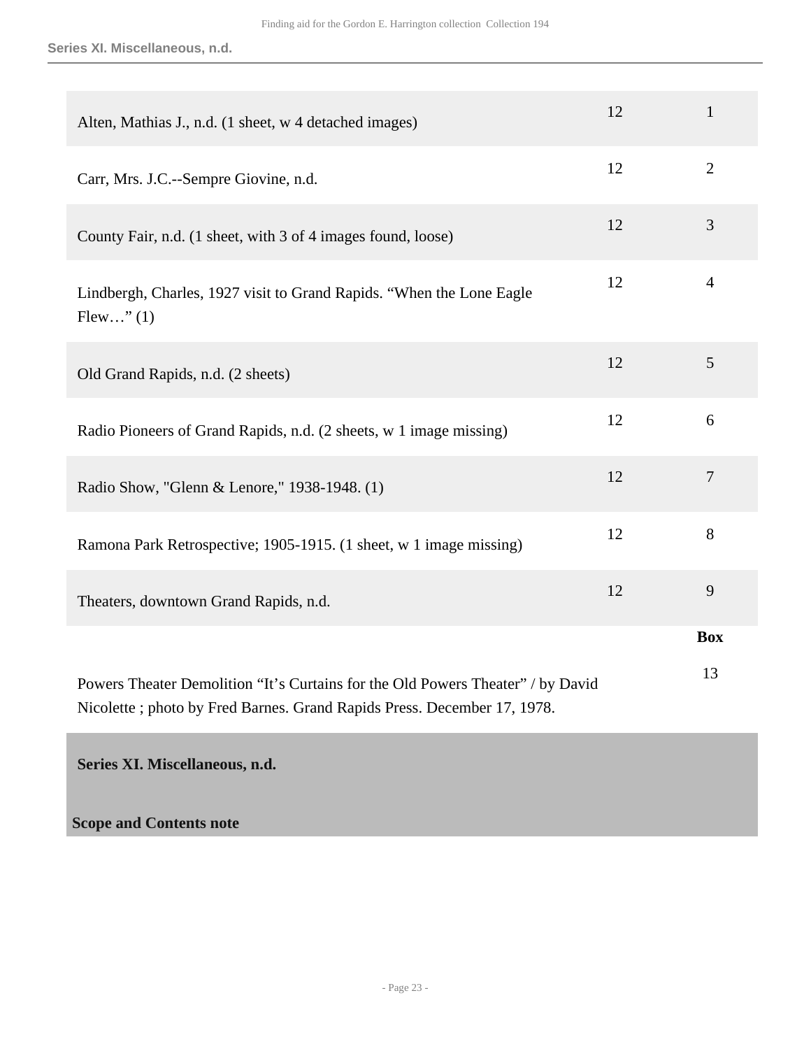| | | |
|---|---|---|
| Alten, Mathias J., n.d. (1 sheet, w 4 detached images) | 12 | 1 |
| Carr, Mrs. J.C.--Sempre Giovine, n.d. | 12 | 2 |
| County Fair, n.d. (1 sheet, with 3 of 4 images found, loose) | 12 | 3 |
| Lindbergh, Charles, 1927 visit to Grand Rapids. “When the Lone Eagle Flew…” (1) | 12 | 4 |
| Old Grand Rapids, n.d. (2 sheets) | 12 | 5 |
| Radio Pioneers of Grand Rapids, n.d. (2 sheets, w 1 image missing) | 12 | 6 |
| Radio Show, "Glenn & Lenore," 1938-1948. (1) | 12 | 7 |
| Ramona Park Retrospective; 1905-1915. (1 sheet, w 1 image missing) | 12 | 8 |
| Theaters, downtown Grand Rapids, n.d. | 12 | 9 |

| | **Box** |
|---|---|
| Powers Theater Demolition “It’s Curtains for the Old Powers Theater” / by David Nicolette ; photo by Fred Barnes. Grand Rapids Press. December 17, 1978. | 13 |

**Series XI. Miscellaneous, n.d.**

**Scope and Contents note**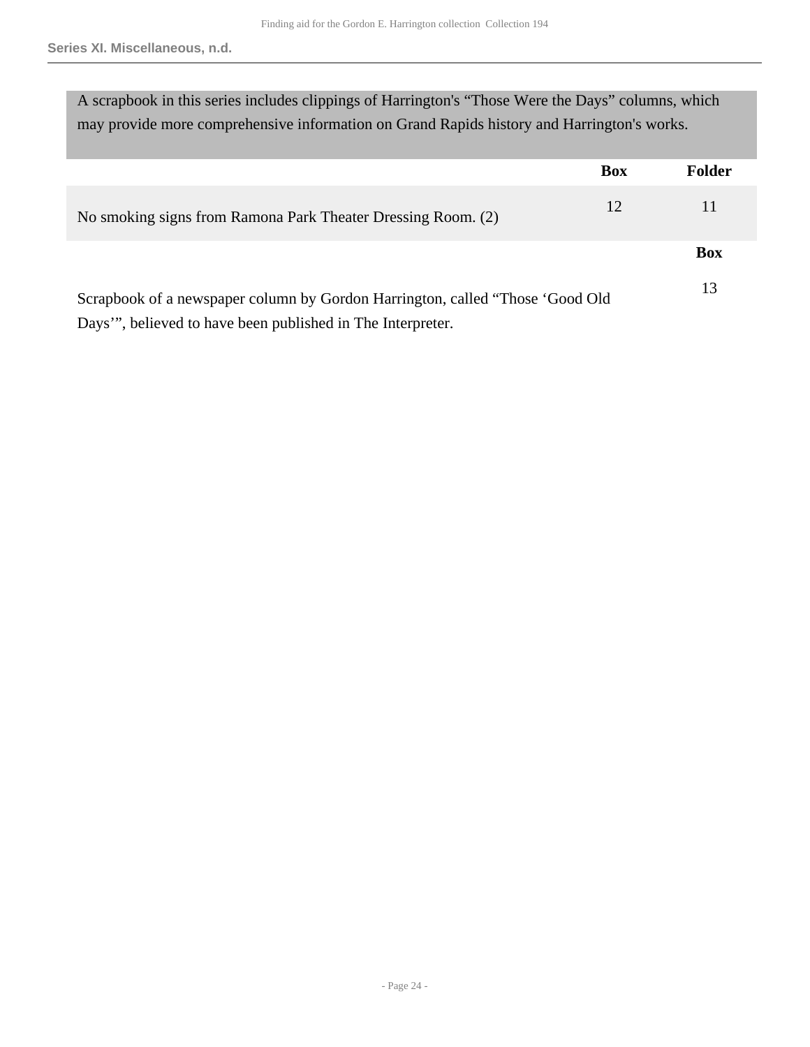## Series XI. Miscellaneous, n.d.

A scrapbook in this series includes clippings of Harrington's “Those Were the Days” columns, which may provide more comprehensive information on Grand Rapids history and Harrington's works.

| | Box | Folder |
|---|---|---|
| No smoking signs from Ramona Park Theater Dressing Room. (2) | 12 | 11 |

| | Box |
|---|---|
| Scrapbook of a newspaper column by Gordon Harrington, called “Those ‘Good Old Days’”, believed to have been published in The Interpreter. | 13 |